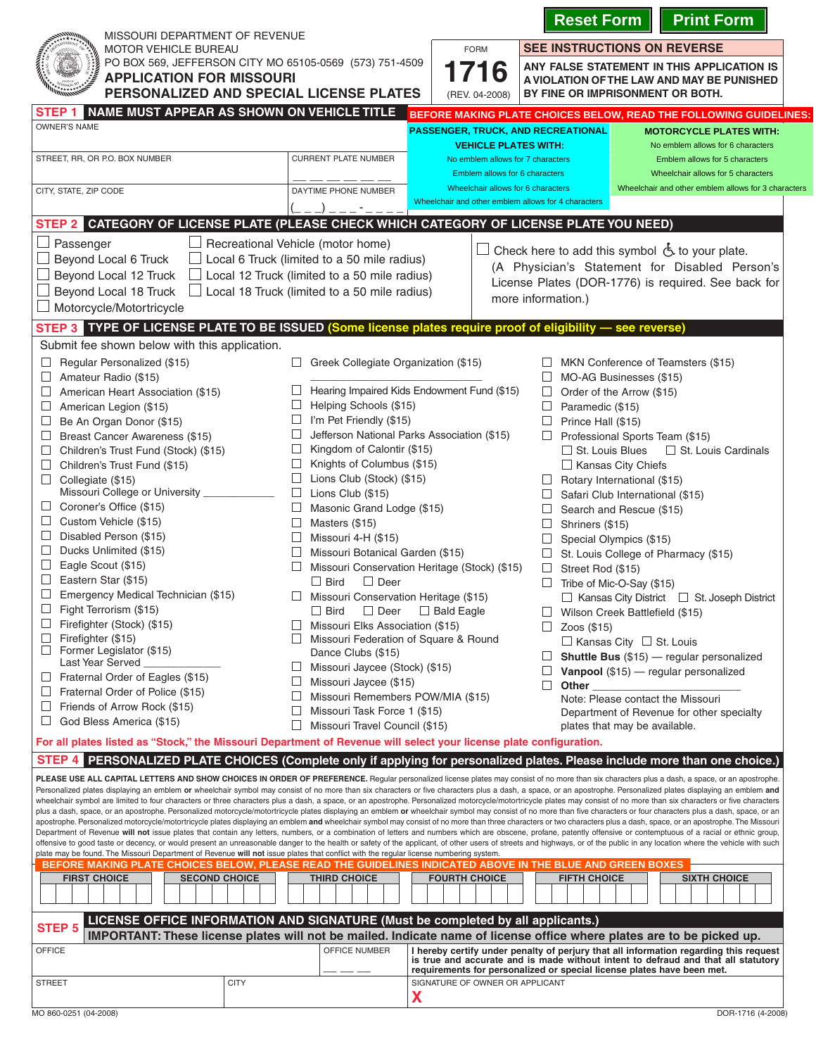Reset Form | Print Form

MISSOURI DEPARTMENT OF REVENUE
MOTOR VEHICLE BUREAU
PO BOX 569, JEFFERSON CITY MO 65105-0569 (573) 751-4509

# APPLICATION FOR MISSOURI PERSONALIZED AND SPECIAL LICENSE PLATES

FORM **1716** (REV. 04-2008)

**SEE INSTRUCTIONS ON REVERSE**

**ANY FALSE STATEMENT IN THIS APPLICATION IS A VIOLATION OF THE LAW AND MAY BE PUNISHED BY FINE OR IMPRISONMENT OR BOTH.**

## STEP 1 NAME MUST APPEAR AS SHOWN ON VEHICLE TITLE

OWNER'S NAME

STREET, RR, OR P.O. BOX NUMBER | CURRENT PLATE NUMBER __ __ __ __ __ __

CITY, STATE, ZIP CODE | DAYTIME PHONE NUMBER (_ _ _) _ _ _ - _ _ _ _

**BEFORE MAKING PLATE CHOICES BELOW, READ THE FOLLOWING GUIDELINES:**

| PASSENGER, TRUCK, AND RECREATIONAL VEHICLE PLATES WITH: | MOTORCYCLE PLATES WITH: |
|---|---|
| No emblem allows for 7 characters | No emblem allows for 6 characters |
| Emblem allows for 6 characters | Emblem allows for 5 characters |
| Wheelchair allows for 6 characters | Wheelchair allows for 5 characters |
| Wheelchair and other emblem allows for 4 characters | Wheelchair and other emblem allows for 3 characters |

## STEP 2 CATEGORY OF LICENSE PLATE (PLEASE CHECK WHICH CATEGORY OF LICENSE PLATE YOU NEED)

- ☐ Passenger
- ☐ Beyond Local 6 Truck
- ☐ Beyond Local 12 Truck
- ☐ Beyond Local 18 Truck
- ☐ Motorcycle/Motortricycle
- ☐ Recreational Vehicle (motor home)
- ☐ Local 6 Truck (limited to a 50 mile radius)
- ☐ Local 12 Truck (limited to a 50 mile radius)
- ☐ Local 18 Truck (limited to a 50 mile radius)

☐ Check here to add this symbol ♿ to your plate. (A Physician's Statement for Disabled Person's License Plates (DOR-1776) is required. See back for more information.)

## STEP 3 TYPE OF LICENSE PLATE TO BE ISSUED (Some license plates require proof of eligibility — see reverse)

Submit fee shown below with this application.

- ☐ Regular Personalized ($15)
- ☐ Amateur Radio ($15)
- ☐ American Heart Association ($15)
- ☐ American Legion ($15)
- ☐ Be An Organ Donor ($15)
- ☐ Breast Cancer Awareness ($15)
- ☐ Children's Trust Fund (Stock) ($15)
- ☐ Children's Trust Fund ($15)
- ☐ Collegiate ($15)
  Missouri College or University ____________
- ☐ Coroner's Office ($15)
- ☐ Custom Vehicle ($15)
- ☐ Disabled Person ($15)
- ☐ Ducks Unlimited ($15)
- ☐ Eagle Scout ($15)
- ☐ Eastern Star ($15)
- ☐ Emergency Medical Technician ($15)
- ☐ Fight Terrorism ($15)
- ☐ Firefighter (Stock) ($15)
- ☐ Firefighter ($15)
- ☐ Former Legislator ($15)
  Last Year Served ____________
- ☐ Fraternal Order of Eagles ($15)
- ☐ Fraternal Order of Police ($15)
- ☐ Friends of Arrow Rock ($15)
- ☐ God Bless America ($15)
- ☐ Greek Collegiate Organization ($15) ____________
- ☐ Hearing Impaired Kids Endowment Fund ($15)
- ☐ Helping Schools ($15)
- ☐ I'm Pet Friendly ($15)
- ☐ Jefferson National Parks Association ($15)
- ☐ Kingdom of Calontir ($15)
- ☐ Knights of Columbus ($15)
- ☐ Lions Club (Stock) ($15)
- ☐ Lions Club ($15)
- ☐ Masonic Grand Lodge ($15)
- ☐ Masters ($15)
- ☐ Missouri 4-H ($15)
- ☐ Missouri Botanical Garden ($15)
- ☐ Missouri Conservation Heritage (Stock) ($15)
  ☐ Bird ☐ Deer
- ☐ Missouri Conservation Heritage ($15)
  ☐ Bird ☐ Deer ☐ Bald Eagle
- ☐ Missouri Elks Association ($15)
- ☐ Missouri Federation of Square & Round Dance Clubs ($15)
- ☐ Missouri Jaycee (Stock) ($15)
- ☐ Missouri Jaycee ($15)
- ☐ Missouri Remembers POW/MIA ($15)
- ☐ Missouri Task Force 1 ($15)
- ☐ Missouri Travel Council ($15)
- ☐ MKN Conference of Teamsters ($15)
- ☐ MO-AG Businesses ($15)
- ☐ Order of the Arrow ($15)
- ☐ Paramedic ($15)
- ☐ Prince Hall ($15)
- ☐ Professional Sports Team ($15)
  ☐ St. Louis Blues ☐ St. Louis Cardinals
  ☐ Kansas City Chiefs
- ☐ Rotary International ($15)
- ☐ Safari Club International ($15)
- ☐ Search and Rescue ($15)
- ☐ Shriners ($15)
- ☐ Special Olympics ($15)
- ☐ St. Louis College of Pharmacy ($15)
- ☐ Street Rod ($15)
- ☐ Tribe of Mic-O-Say ($15)
  ☐ Kansas City District ☐ St. Joseph District
- ☐ Wilson Creek Battlefield ($15)
- ☐ Zoos ($15)
  ☐ Kansas City ☐ St. Louis
- ☐ **Shuttle Bus** ($15) — regular personalized
- ☐ **Vanpool** ($15) — regular personalized
- ☐ **Other** ____________
  Note: Please contact the Missouri Department of Revenue for other specialty plates that may be available.

**For all plates listed as "Stock," the Missouri Department of Revenue will select your license plate configuration.**

## STEP 4 PERSONALIZED PLATE CHOICES (Complete only if applying for personalized plates. Please include more than one choice.)

**PLEASE USE ALL CAPITAL LETTERS AND SHOW CHOICES IN ORDER OF PREFERENCE.** Regular personalized license plates may consist of no more than six characters plus a dash, a space, or an apostrophe. Personalized plates displaying an emblem **or** wheelchair symbol may consist of no more than six characters or five characters plus a dash, a space, or an apostrophe. Personalized plates displaying an emblem **and** wheelchair symbol are limited to four characters or three characters plus a dash, a space, or an apostrophe. Personalized motorcycle/motortricycle plates may consist of no more than six characters or five characters plus a dash, a space, or an apostrophe. Personalized motorcycle/motortricycle plates displaying an emblem **or** wheelchair symbol may consist of no more than five characters or four characters plus a dash, a space, or an apostrophe. Personalized motorcycle/motortricycle plates displaying an emblem **and** wheelchair symbol may consist of no more than three characters or two characters plus a dash, space, or an apostrophe. The Missouri Department of Revenue **will not** issue plates that contain any letters, numbers, or a combination of letters and numbers which are obscene, profane, patently offensive or contemptuous of a racial or ethnic group, offensive to good taste or decency, or would present an unreasonable danger to the health or safety of the applicant, of other users of streets and highways, or of the public in any location where the vehicle with such plate may be found. The Missouri Department of Revenue **will not** issue plates that conflict with the regular license numbering system.

**BEFORE MAKING PLATE CHOICES BELOW, PLEASE READ THE GUIDELINES INDICATED ABOVE IN THE BLUE AND GREEN BOXES**

| FIRST CHOICE | SECOND CHOICE | THIRD CHOICE | FOURTH CHOICE | FIFTH CHOICE | SIXTH CHOICE |
|---|---|---|---|---|---|
| | | | | | |

## STEP 5 LICENSE OFFICE INFORMATION AND SIGNATURE (Must be completed by all applicants.)

**IMPORTANT: These license plates will not be mailed. Indicate name of license office where plates are to be picked up.**

OFFICE | OFFICE NUMBER __ __ __

STREET | CITY

**I hereby certify under penalty of perjury that all information regarding this request is true and accurate and is made without intent to defraud and that all statutory requirements for personalized or special license plates have been met.**

SIGNATURE OF OWNER OR APPLICANT
**X**

MO 860-0251 (04-2008) | DOR-1716 (4-2008)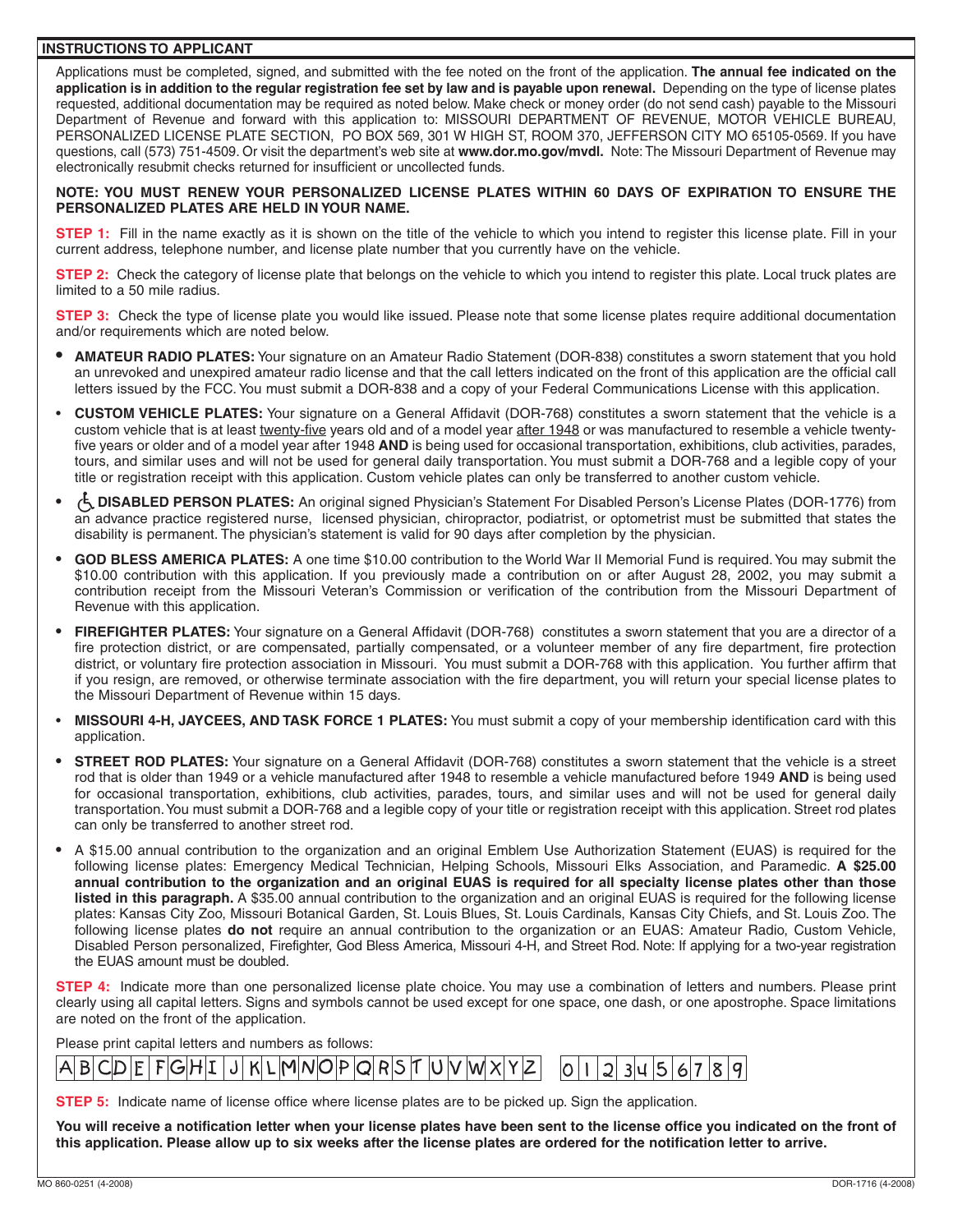## INSTRUCTIONS TO APPLICANT

Applications must be completed, signed, and submitted with the fee noted on the front of the application. **The annual fee indicated on the application is in addition to the regular registration fee set by law and is payable upon renewal.** Depending on the type of license plates requested, additional documentation may be required as noted below. Make check or money order (do not send cash) payable to the Missouri Department of Revenue and forward with this application to: MISSOURI DEPARTMENT OF REVENUE, MOTOR VEHICLE BUREAU, PERSONALIZED LICENSE PLATE SECTION, PO BOX 569, 301 W HIGH ST, ROOM 370, JEFFERSON CITY MO 65105-0569. If you have questions, call (573) 751-4509. Or visit the department's web site at **www.dor.mo.gov/mvdl.** Note: The Missouri Department of Revenue may electronically resubmit checks returned for insufficient or uncollected funds.

**NOTE: YOU MUST RENEW YOUR PERSONALIZED LICENSE PLATES WITHIN 60 DAYS OF EXPIRATION TO ENSURE THE PERSONALIZED PLATES ARE HELD IN YOUR NAME.**

**STEP 1:** Fill in the name exactly as it is shown on the title of the vehicle to which you intend to register this license plate. Fill in your current address, telephone number, and license plate number that you currently have on the vehicle.

**STEP 2:** Check the category of license plate that belongs on the vehicle to which you intend to register this plate. Local truck plates are limited to a 50 mile radius.

**STEP 3:** Check the type of license plate you would like issued. Please note that some license plates require additional documentation and/or requirements which are noted below.

- **AMATEUR RADIO PLATES:** Your signature on an Amateur Radio Statement (DOR-838) constitutes a sworn statement that you hold an unrevoked and unexpired amateur radio license and that the call letters indicated on the front of this application are the official call letters issued by the FCC. You must submit a DOR-838 and a copy of your Federal Communications License with this application.
- **CUSTOM VEHICLE PLATES:** Your signature on a General Affidavit (DOR-768) constitutes a sworn statement that the vehicle is a custom vehicle that is at least twenty-five years old and of a model year after 1948 or was manufactured to resemble a vehicle twenty-five years or older and of a model year after 1948 **AND** is being used for occasional transportation, exhibitions, club activities, parades, tours, and similar uses and will not be used for general daily transportation. You must submit a DOR-768 and a legible copy of your title or registration receipt with this application. Custom vehicle plates can only be transferred to another custom vehicle.
- **DISABLED PERSON PLATES:** An original signed Physician's Statement For Disabled Person's License Plates (DOR-1776) from an advance practice registered nurse, licensed physician, chiropractor, podiatrist, or optometrist must be submitted that states the disability is permanent. The physician's statement is valid for 90 days after completion by the physician.
- **GOD BLESS AMERICA PLATES:** A one time $10.00 contribution to the World War II Memorial Fund is required. You may submit the $10.00 contribution with this application. If you previously made a contribution on or after August 28, 2002, you may submit a contribution receipt from the Missouri Veteran's Commission or verification of the contribution from the Missouri Department of Revenue with this application.
- **FIREFIGHTER PLATES:** Your signature on a General Affidavit (DOR-768) constitutes a sworn statement that you are a director of a fire protection district, or are compensated, partially compensated, or a volunteer member of any fire department, fire protection district, or voluntary fire protection association in Missouri. You must submit a DOR-768 with this application. You further affirm that if you resign, are removed, or otherwise terminate association with the fire department, you will return your special license plates to the Missouri Department of Revenue within 15 days.
- **MISSOURI 4-H, JAYCEES, AND TASK FORCE 1 PLATES:** You must submit a copy of your membership identification card with this application.
- **STREET ROD PLATES:** Your signature on a General Affidavit (DOR-768) constitutes a sworn statement that the vehicle is a street rod that is older than 1949 or a vehicle manufactured after 1948 to resemble a vehicle manufactured before 1949 **AND** is being used for occasional transportation, exhibitions, club activities, parades, tours, and similar uses and will not be used for general daily transportation. You must submit a DOR-768 and a legible copy of your title or registration receipt with this application. Street rod plates can only be transferred to another street rod.
- A $15.00 annual contribution to the organization and an original Emblem Use Authorization Statement (EUAS) is required for the following license plates: Emergency Medical Technician, Helping Schools, Missouri Elks Association, and Paramedic. **A $25.00 annual contribution to the organization and an original EUAS is required for all specialty license plates other than those listed in this paragraph.** A $35.00 annual contribution to the organization and an original EUAS is required for the following license plates: Kansas City Zoo, Missouri Botanical Garden, St. Louis Blues, St. Louis Cardinals, Kansas City Chiefs, and St. Louis Zoo. The following license plates **do not** require an annual contribution to the organization or an EUAS: Amateur Radio, Custom Vehicle, Disabled Person personalized, Firefighter, God Bless America, Missouri 4-H, and Street Rod. Note: If applying for a two-year registration the EUAS amount must be doubled.

**STEP 4:** Indicate more than one personalized license plate choice. You may use a combination of letters and numbers. Please print clearly using all capital letters. Signs and symbols cannot be used except for one space, one dash, or one apostrophe. Space limitations are noted on the front of the application.

Please print capital letters and numbers as follows:

A B C D E F G H I J K L M N O P Q R S T U V W X Y Z    0 1 2 3 4 5 6 7 8 9

**STEP 5:** Indicate name of license office where license plates are to be picked up. Sign the application.

**You will receive a notification letter when your license plates have been sent to the license office you indicated on the front of this application. Please allow up to six weeks after the license plates are ordered for the notification letter to arrive.**

MO 860-0251 (4-2008)    DOR-1716 (4-2008)